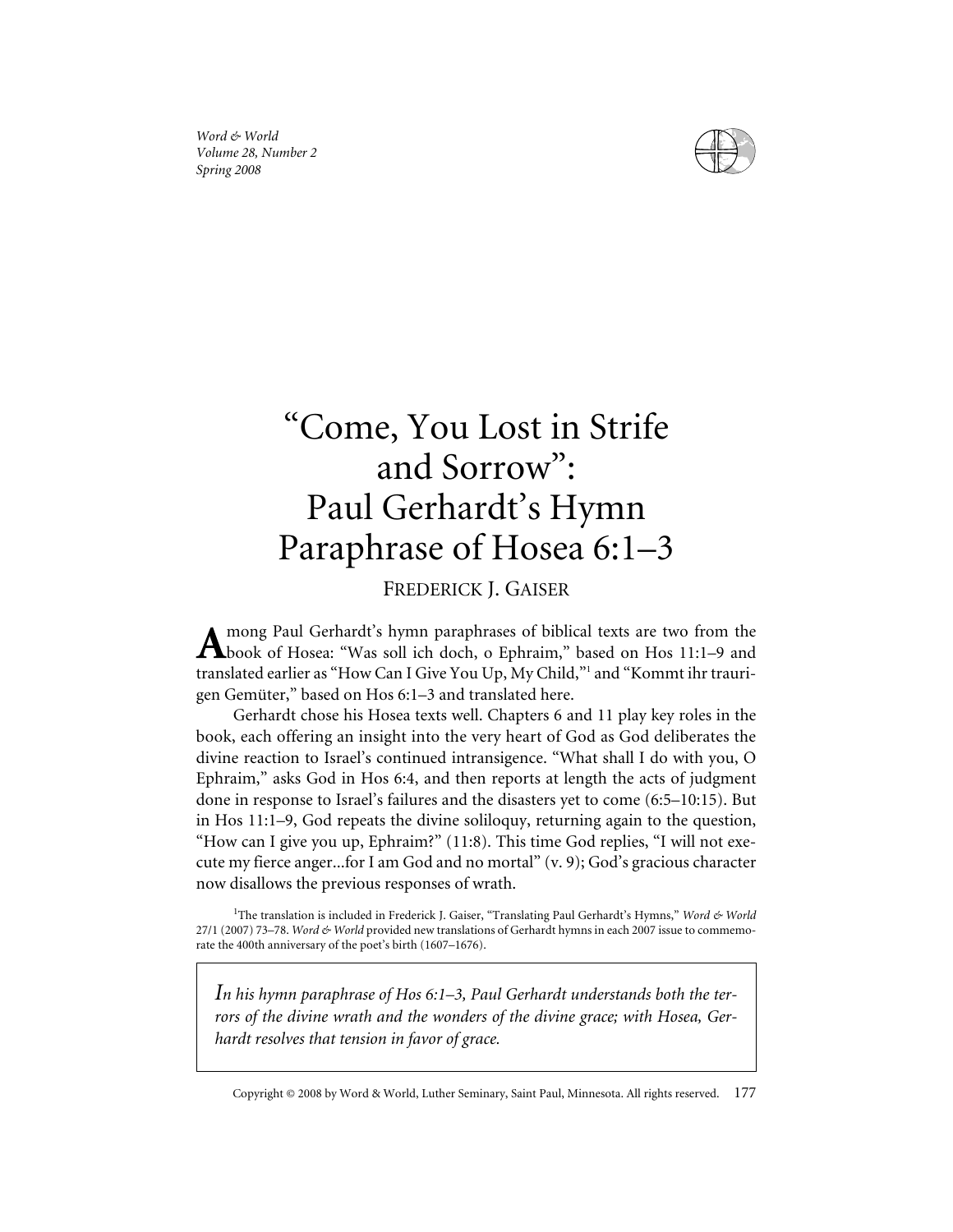# "Come, You Lost in Strife and Sorrow": Paul Gerhardt's Hymn Paraphrase of Hosea 6:1–3

FREDERICK J. GAISER

Among Paul Gerhardt's hymn paraphrases of biblical texts are two from the book of Hosea: "Was soll ich doch, o Ephraim," based on Hos 11:1–9 and translated earlier as "How Can I Give You Up, My Child,"[1] and "Kommt ihr traurigen Gemüter," based on Hos 6:1–3 and translated here.

Gerhardt chose his Hosea texts well. Chapters 6 and 11 play key roles in the book, each offering an insight into the very heart of God as God deliberates the divine reaction to Israel's continued intransigence. "What shall I do with you, O Ephraim," asks God in Hos 6:4, and then reports at length the acts of judgment done in response to Israel's failures and the disasters yet to come (6:5–10:15). But in Hos 11:1–9, God repeats the divine soliloquy, returning again to the question, "How can I give you up, Ephraim?" (11:8). This time God replies, "I will not execute my fierce anger...for I am God and no mortal" (v. 9); God's gracious character now disallows the previous responses of wrath.

[1]The translation is included in Frederick J. Gaiser, "Translating Paul Gerhardt's Hymns," *Word & World* 27/1 (2007) 73–78. *Word & World* provided new translations of Gerhardt hymns in each 2007 issue to commemorate the 400th anniversary of the poet's birth (1607–1676).

*In his hymn paraphrase of Hos 6:1–3, Paul Gerhardt understands both the terrors of the divine wrath and the wonders of the divine grace; with Hosea, Gerhardt resolves that tension in favor of grace.*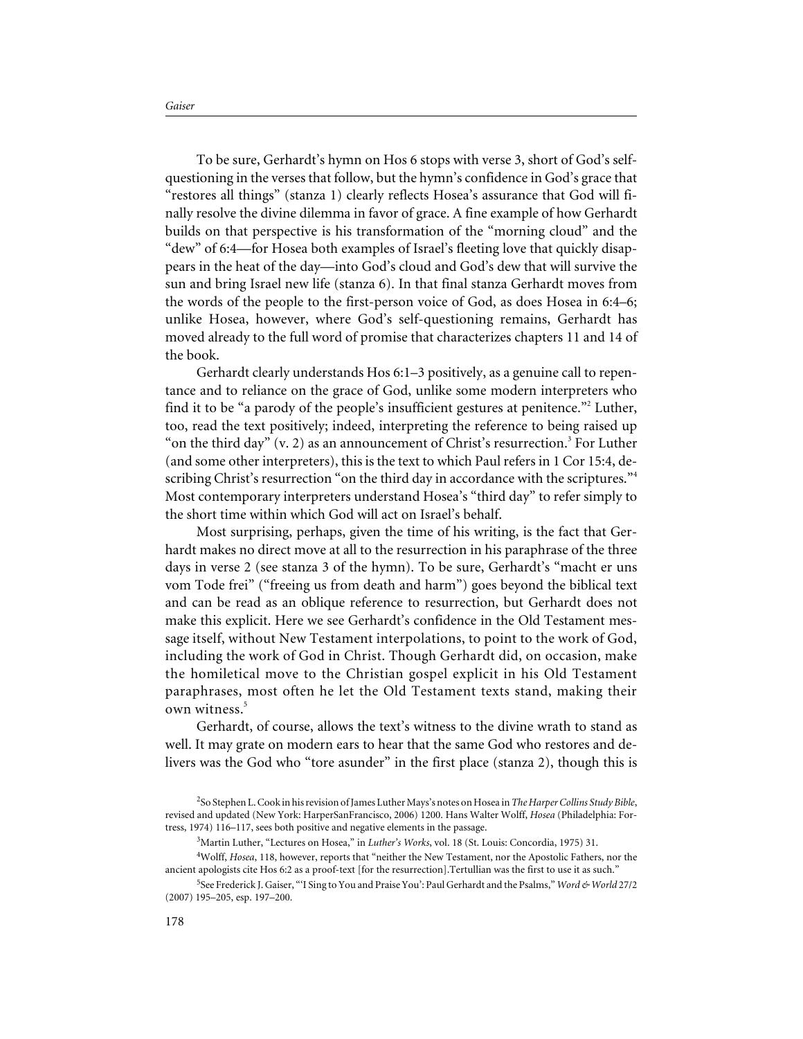To be sure, Gerhardt's hymn on Hos 6 stops with verse 3, short of God's self-questioning in the verses that follow, but the hymn's confidence in God's grace that "restores all things" (stanza 1) clearly reflects Hosea's assurance that God will finally resolve the divine dilemma in favor of grace. A fine example of how Gerhardt builds on that perspective is his transformation of the "morning cloud" and the "dew" of 6:4—for Hosea both examples of Israel's fleeting love that quickly disappears in the heat of the day—into God's cloud and God's dew that will survive the sun and bring Israel new life (stanza 6). In that final stanza Gerhardt moves from the words of the people to the first-person voice of God, as does Hosea in 6:4–6; unlike Hosea, however, where God's self-questioning remains, Gerhardt has moved already to the full word of promise that characterizes chapters 11 and 14 of the book.

Gerhardt clearly understands Hos 6:1–3 positively, as a genuine call to repentance and to reliance on the grace of God, unlike some modern interpreters who find it to be "a parody of the people's insufficient gestures at penitence."[2] Luther, too, read the text positively; indeed, interpreting the reference to being raised up "on the third day" (v. 2) as an announcement of Christ's resurrection.[3] For Luther (and some other interpreters), this is the text to which Paul refers in 1 Cor 15:4, describing Christ's resurrection "on the third day in accordance with the scriptures."[4] Most contemporary interpreters understand Hosea's "third day" to refer simply to the short time within which God will act on Israel's behalf.

Most surprising, perhaps, given the time of his writing, is the fact that Gerhardt makes no direct move at all to the resurrection in his paraphrase of the three days in verse 2 (see stanza 3 of the hymn). To be sure, Gerhardt's "macht er uns vom Tode frei" ("freeing us from death and harm") goes beyond the biblical text and can be read as an oblique reference to resurrection, but Gerhardt does not make this explicit. Here we see Gerhardt's confidence in the Old Testament message itself, without New Testament interpolations, to point to the work of God, including the work of God in Christ. Though Gerhardt did, on occasion, make the homiletical move to the Christian gospel explicit in his Old Testament paraphrases, most often he let the Old Testament texts stand, making their own witness.[5]

Gerhardt, of course, allows the text's witness to the divine wrath to stand as well. It may grate on modern ears to hear that the same God who restores and delivers was the God who "tore asunder" in the first place (stanza 2), though this is

---

[2] So Stephen L. Cook in his revision of James Luther Mays's notes on Hosea in *The Harper Collins Study Bible*, revised and updated (New York: HarperSanFrancisco, 2006) 1200. Hans Walter Wolff, *Hosea* (Philadelphia: Fortress, 1974) 116–117, sees both positive and negative elements in the passage.

[3] Martin Luther, "Lectures on Hosea," in *Luther's Works*, vol. 18 (St. Louis: Concordia, 1975) 31.

[4] Wolff, *Hosea*, 118, however, reports that "neither the New Testament, nor the Apostolic Fathers, nor the ancient apologists cite Hos 6:2 as a proof-text [for the resurrection].Tertullian was the first to use it as such."

[5] See Frederick J. Gaiser, "'I Sing to You and Praise You': Paul Gerhardt and the Psalms," *Word & World* 27/2 (2007) 195–205, esp. 197–200.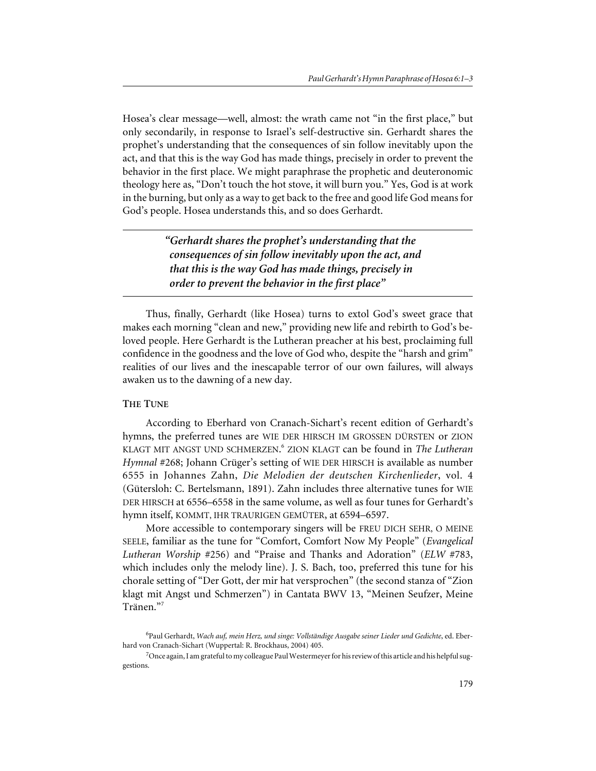Hosea's clear message—well, almost: the wrath came not "in the first place," but only secondarily, in response to Israel's self-destructive sin. Gerhardt shares the prophet's understanding that the consequences of sin follow inevitably upon the act, and that this is the way God has made things, precisely in order to prevent the behavior in the first place. We might paraphrase the prophetic and deuteronomic theology here as, "Don't touch the hot stove, it will burn you." Yes, God is at work in the burning, but only as a way to get back to the free and good life God means for God's people. Hosea understands this, and so does Gerhardt.

> ***"Gerhardt shares the prophet's understanding that the consequences of sin follow inevitably upon the act, and that this is the way God has made things, precisely in order to prevent the behavior in the first place"***

Thus, finally, Gerhardt (like Hosea) turns to extol God's sweet grace that makes each morning "clean and new," providing new life and rebirth to God's beloved people. Here Gerhardt is the Lutheran preacher at his best, proclaiming full confidence in the goodness and the love of God who, despite the "harsh and grim" realities of our lives and the inescapable terror of our own failures, will always awaken us to the dawning of a new day.

### The Tune

According to Eberhard von Cranach-Sichart's recent edition of Gerhardt's hymns, the preferred tunes are WIE DER HIRSCH IM GROSSEN DÜRSTEN or ZION KLAGT MIT ANGST UND SCHMERZEN.[6] ZION KLAGT can be found in *The Lutheran Hymnal* #268; Johann Crüger's setting of WIE DER HIRSCH is available as number 6555 in Johannes Zahn, *Die Melodien der deutschen Kirchenlieder*, vol. 4 (Gütersloh: C. Bertelsmann, 1891). Zahn includes three alternative tunes for WIE DER HIRSCH at 6556–6558 in the same volume, as well as four tunes for Gerhardt's hymn itself, KOMMT, IHR TRAURIGEN GEMÜTER, at 6594–6597.

More accessible to contemporary singers will be FREU DICH SEHR, O MEINE SEELE, familiar as the tune for "Comfort, Comfort Now My People" (*Evangelical Lutheran Worship* #256) and "Praise and Thanks and Adoration" (*ELW* #783, which includes only the melody line). J. S. Bach, too, preferred this tune for his chorale setting of "Der Gott, der mir hat versprochen" (the second stanza of "Zion klagt mit Angst und Schmerzen") in Cantata BWV 13, "Meinen Seufzer, Meine Tränen."[7]

[6] Paul Gerhardt, *Wach auf, mein Herz, und singe: Vollständige Ausgabe seiner Lieder und Gedichte*, ed. Eberhard von Cranach-Sichart (Wuppertal: R. Brockhaus, 2004) 405.

[7] Once again, I am grateful to my colleague Paul Westermeyer for his review of this article and his helpful suggestions.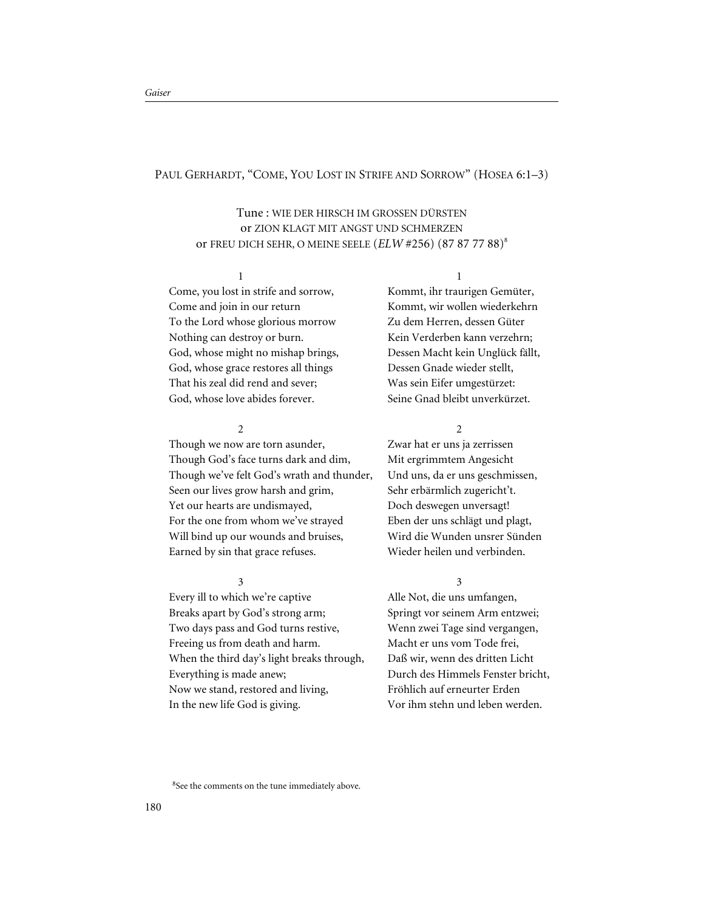## Paul Gerhardt, "Come, You Lost in Strife and Sorrow" (Hosea 6:1–3)

Tune: WIE DER HIRSCH IM GROSSEN DÜRSTEN
or ZION KLAGT MIT ANGST UND SCHMERZEN
or FREU DICH SEHR, O MEINE SEELE (*ELW* #256) (87 87 77 88)[8]

1

Come, you lost in strife and sorrow,
Come and join in our return
To the Lord whose glorious morrow
Nothing can destroy or burn.
God, whose might no mishap brings,
God, whose grace restores all things
That his zeal did rend and sever;
God, whose love abides forever.

2

Though we now are torn asunder,
Though God's face turns dark and dim,
Though we've felt God's wrath and thunder,
Seen our lives grow harsh and grim,
Yet our hearts are undismayed,
For the one from whom we've strayed
Will bind up our wounds and bruises,
Earned by sin that grace refuses.

3

Every ill to which we're captive
Breaks apart by God's strong arm;
Two days pass and God turns restive,
Freeing us from death and harm.
When the third day's light breaks through,
Everything is made anew;
Now we stand, restored and living,
In the new life God is giving.

1

Kommt, ihr traurigen Gemüter,
Kommt, wir wollen wiederkehrn
Zu dem Herren, dessen Güter
Kein Verderben kann verzehrn;
Dessen Macht kein Unglück fällt,
Dessen Gnade wieder stellt,
Was sein Eifer umgestürzet:
Seine Gnad bleibt unverkürzet.

2

Zwar hat er uns ja zerrissen
Mit ergrimmtem Angesicht
Und uns, da er uns geschmissen,
Sehr erbärmlich zugericht't.
Doch deswegen unversagt!
Eben der uns schlägt und plagt,
Wird die Wunden unsrer Sünden
Wieder heilen und verbinden.

3

Alle Not, die uns umfangen,
Springt vor seinem Arm entzwei;
Wenn zwei Tage sind vergangen,
Macht er uns vom Tode frei,
Daß wir, wenn des dritten Licht
Durch des Himmels Fenster bricht,
Fröhlich auf erneurter Erden
Vor ihm stehn und leben werden.

---

[8] See the comments on the tune immediately above.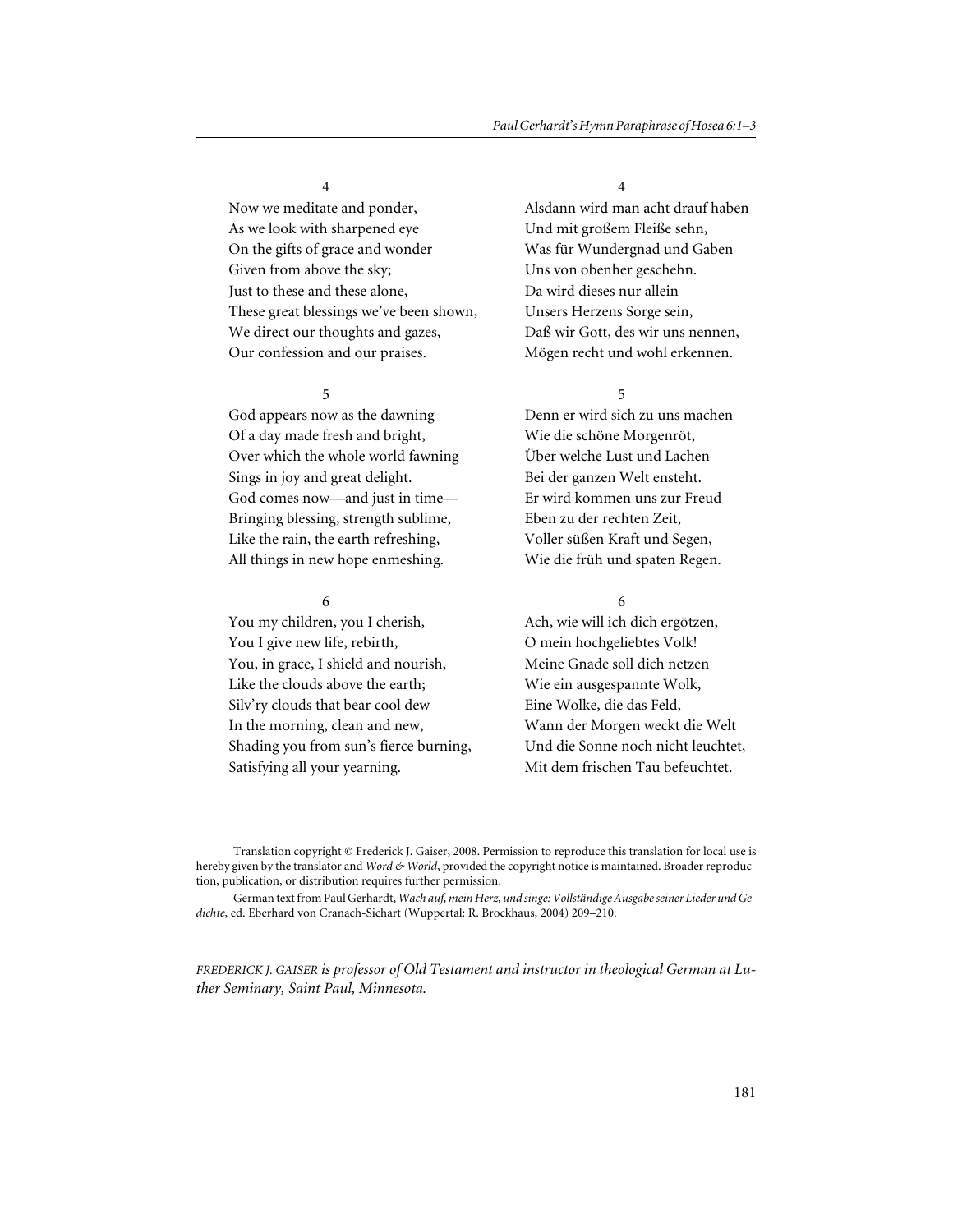4

Now we meditate and ponder,
As we look with sharpened eye
On the gifts of grace and wonder
Given from above the sky;
Just to these and these alone,
These great blessings we've been shown,
We direct our thoughts and gazes,
Our confession and our praises.

5

God appears now as the dawning
Of a day made fresh and bright,
Over which the whole world fawning
Sings in joy and great delight.
God comes now—and just in time—
Bringing blessing, strength sublime,
Like the rain, the earth refreshing,
All things in new hope enmeshing.

6

You my children, you I cherish,
You I give new life, rebirth,
You, in grace, I shield and nourish,
Like the clouds above the earth;
Silv'ry clouds that bear cool dew
In the morning, clean and new,
Shading you from sun's fierce burning,
Satisfying all your yearning.

4

Alsdann wird man acht drauf haben
Und mit großem Fleiße sehn,
Was für Wundergnad und Gaben
Uns von obenher geschehn.
Da wird dieses nur allein
Unsers Herzens Sorge sein,
Daß wir Gott, des wir uns nennen,
Mögen recht und wohl erkennen.

5

Denn er wird sich zu uns machen
Wie die schöne Morgenröt,
Über welche Lust und Lachen
Bei der ganzen Welt ensteht.
Er wird kommen uns zur Freud
Eben zu der rechten Zeit,
Voller süßen Kraft und Segen,
Wie die früh und spaten Regen.

6

Ach, wie will ich dich ergötzen,
O mein hochgeliebtes Volk!
Meine Gnade soll dich netzen
Wie ein ausgespannte Wolk,
Eine Wolke, die das Feld,
Wann der Morgen weckt die Welt
Und die Sonne noch nicht leuchtet,
Mit dem frischen Tau befeuchtet.

Translation copyright © Frederick J. Gaiser, 2008. Permission to reproduce this translation for local use is hereby given by the translator and *Word & World*, provided the copyright notice is maintained. Broader reproduction, publication, or distribution requires further permission.

German text from Paul Gerhardt, *Wach auf, mein Herz, und singe: Vollständige Ausgabe seiner Lieder und Gedichte*, ed. Eberhard von Cranach-Sichart (Wuppertal: R. Brockhaus, 2004) 209–210.

*FREDERICK J. GAISER is professor of Old Testament and instructor in theological German at Luther Seminary, Saint Paul, Minnesota.*